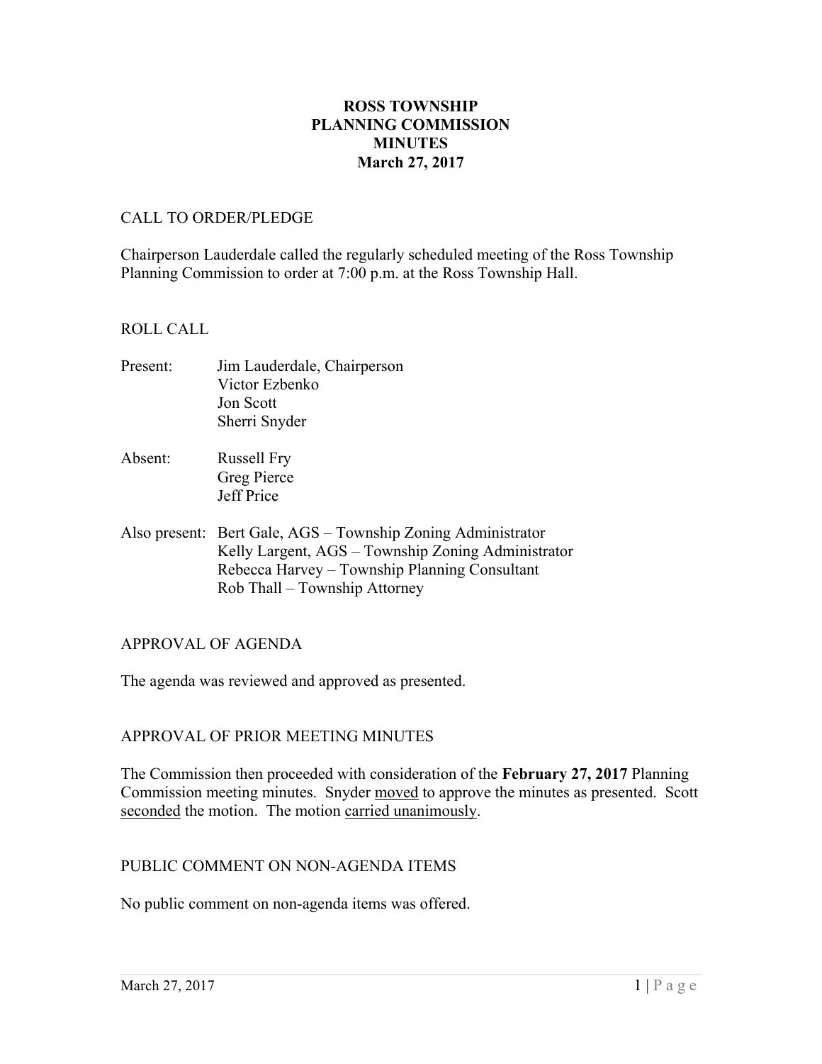# ROSS TOWNSHIP
# PLANNING COMMISSION
# MINUTES
# March 27, 2017

## CALL TO ORDER/PLEDGE

Chairperson Lauderdale called the regularly scheduled meeting of the Ross Township Planning Commission to order at 7:00 p.m. at the Ross Township Hall.

## ROLL CALL

Present: Jim Lauderdale, Chairperson
Victor Ezbenko
Jon Scott
Sherri Snyder

Absent: Russell Fry
Greg Pierce
Jeff Price

Also present: Bert Gale, AGS – Township Zoning Administrator
Kelly Largent, AGS – Township Zoning Administrator
Rebecca Harvey – Township Planning Consultant
Rob Thall – Township Attorney

## APPROVAL OF AGENDA

The agenda was reviewed and approved as presented.

## APPROVAL OF PRIOR MEETING MINUTES

The Commission then proceeded with consideration of the **February 27, 2017** Planning Commission meeting minutes. Snyder moved to approve the minutes as presented. Scott seconded the motion. The motion carried unanimously.

## PUBLIC COMMENT ON NON-AGENDA ITEMS

No public comment on non-agenda items was offered.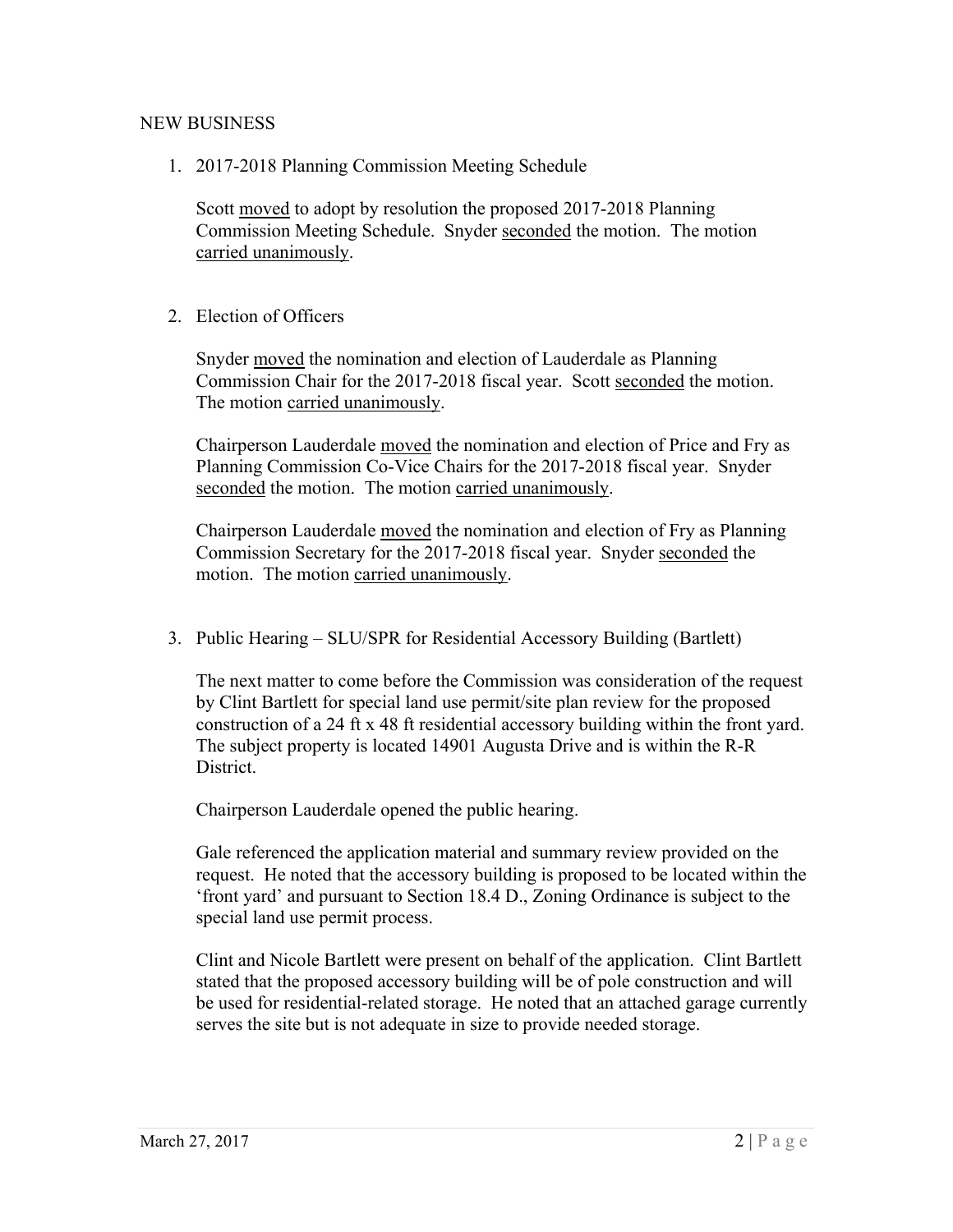NEW BUSINESS

1. 2017-2018 Planning Commission Meeting Schedule

   Scott moved to adopt by resolution the proposed 2017-2018 Planning Commission Meeting Schedule. Snyder seconded the motion. The motion carried unanimously.

2. Election of Officers

   Snyder moved the nomination and election of Lauderdale as Planning Commission Chair for the 2017-2018 fiscal year. Scott seconded the motion. The motion carried unanimously.

   Chairperson Lauderdale moved the nomination and election of Price and Fry as Planning Commission Co-Vice Chairs for the 2017-2018 fiscal year. Snyder seconded the motion. The motion carried unanimously.

   Chairperson Lauderdale moved the nomination and election of Fry as Planning Commission Secretary for the 2017-2018 fiscal year. Snyder seconded the motion. The motion carried unanimously.

3. Public Hearing – SLU/SPR for Residential Accessory Building (Bartlett)

   The next matter to come before the Commission was consideration of the request by Clint Bartlett for special land use permit/site plan review for the proposed construction of a 24 ft x 48 ft residential accessory building within the front yard. The subject property is located 14901 Augusta Drive and is within the R-R District.

   Chairperson Lauderdale opened the public hearing.

   Gale referenced the application material and summary review provided on the request. He noted that the accessory building is proposed to be located within the 'front yard' and pursuant to Section 18.4 D., Zoning Ordinance is subject to the special land use permit process.

   Clint and Nicole Bartlett were present on behalf of the application. Clint Bartlett stated that the proposed accessory building will be of pole construction and will be used for residential-related storage. He noted that an attached garage currently serves the site but is not adequate in size to provide needed storage.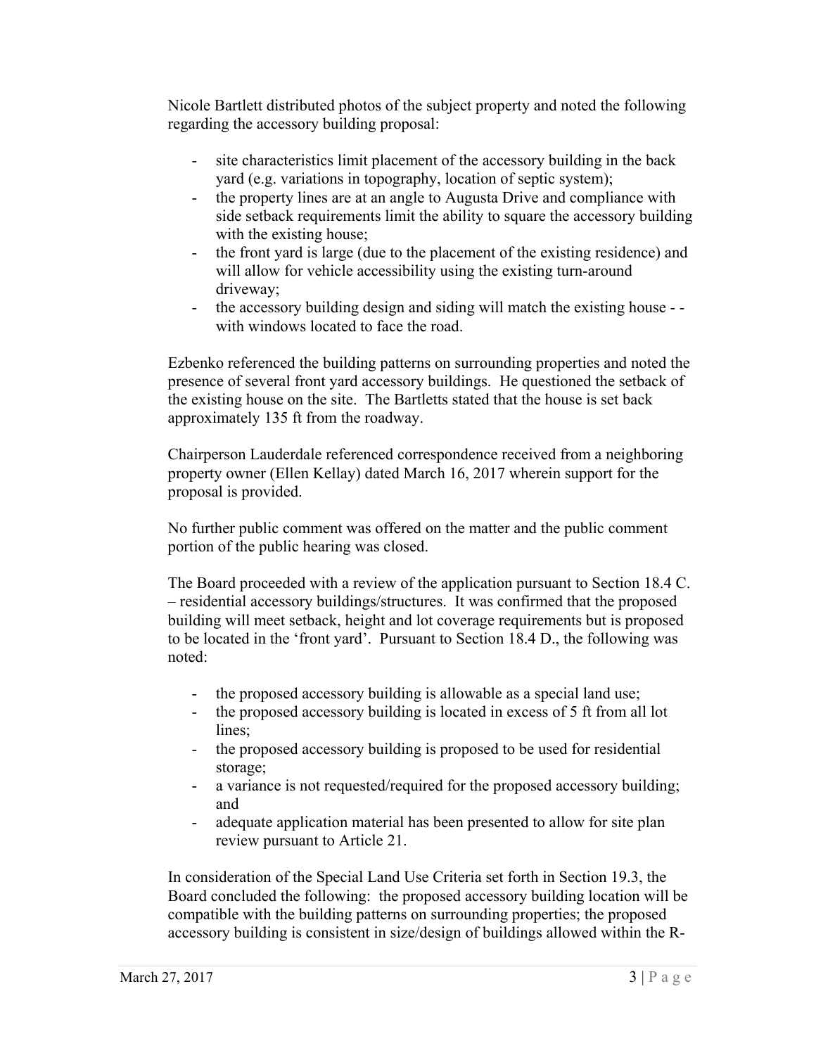Nicole Bartlett distributed photos of the subject property and noted the following regarding the accessory building proposal:

- site characteristics limit placement of the accessory building in the back yard (e.g. variations in topography, location of septic system);
- the property lines are at an angle to Augusta Drive and compliance with side setback requirements limit the ability to square the accessory building with the existing house;
- the front yard is large (due to the placement of the existing residence) and will allow for vehicle accessibility using the existing turn-around driveway;
- the accessory building design and siding will match the existing house - - with windows located to face the road.

Ezbenko referenced the building patterns on surrounding properties and noted the presence of several front yard accessory buildings. He questioned the setback of the existing house on the site. The Bartletts stated that the house is set back approximately 135 ft from the roadway.

Chairperson Lauderdale referenced correspondence received from a neighboring property owner (Ellen Kellay) dated March 16, 2017 wherein support for the proposal is provided.

No further public comment was offered on the matter and the public comment portion of the public hearing was closed.

The Board proceeded with a review of the application pursuant to Section 18.4 C. – residential accessory buildings/structures. It was confirmed that the proposed building will meet setback, height and lot coverage requirements but is proposed to be located in the 'front yard'. Pursuant to Section 18.4 D., the following was noted:

- the proposed accessory building is allowable as a special land use;
- the proposed accessory building is located in excess of 5 ft from all lot lines;
- the proposed accessory building is proposed to be used for residential storage;
- a variance is not requested/required for the proposed accessory building; and
- adequate application material has been presented to allow for site plan review pursuant to Article 21.

In consideration of the Special Land Use Criteria set forth in Section 19.3, the Board concluded the following: the proposed accessory building location will be compatible with the building patterns on surrounding properties; the proposed accessory building is consistent in size/design of buildings allowed within the R-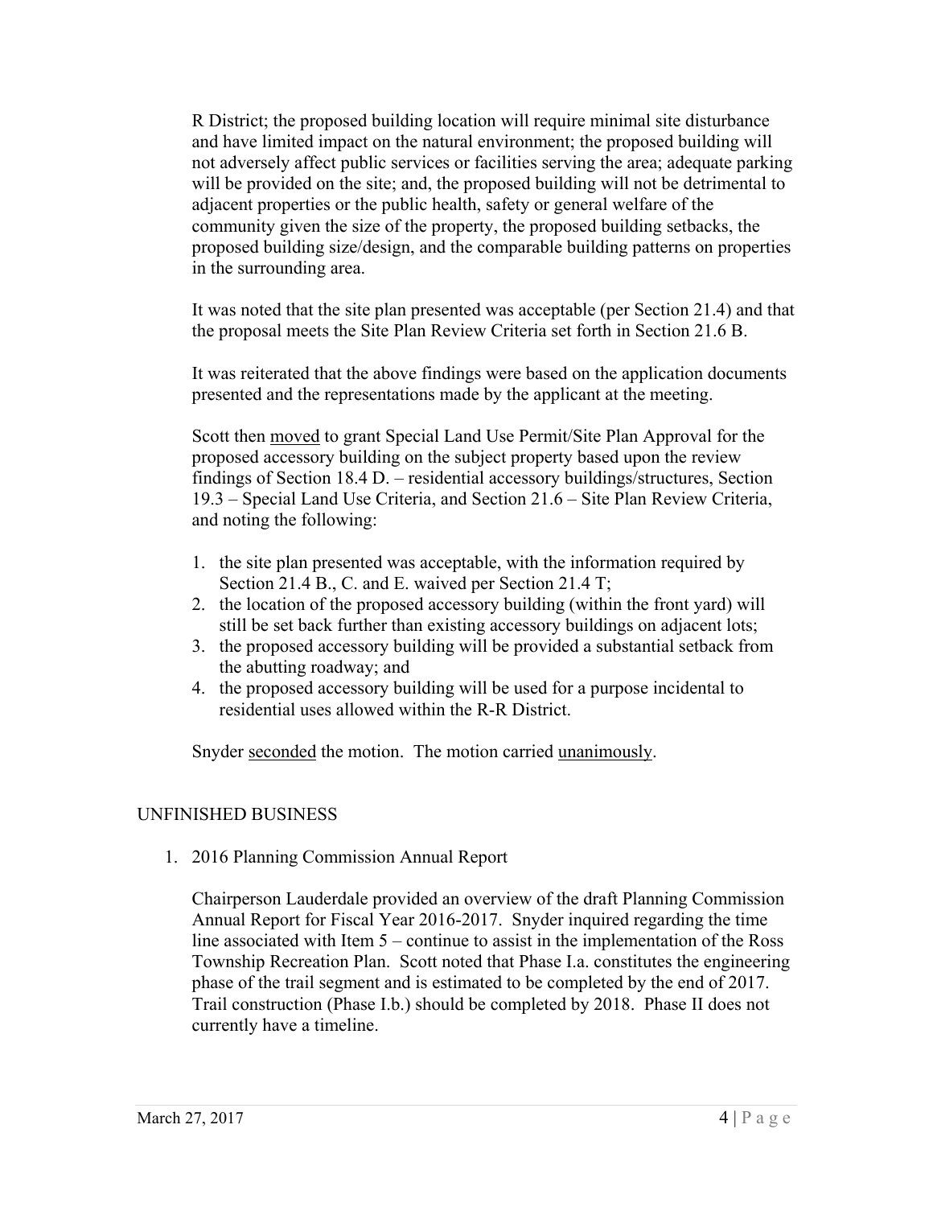R District; the proposed building location will require minimal site disturbance and have limited impact on the natural environment; the proposed building will not adversely affect public services or facilities serving the area; adequate parking will be provided on the site; and, the proposed building will not be detrimental to adjacent properties or the public health, safety or general welfare of the community given the size of the property, the proposed building setbacks, the proposed building size/design, and the comparable building patterns on properties in the surrounding area.

It was noted that the site plan presented was acceptable (per Section 21.4) and that the proposal meets the Site Plan Review Criteria set forth in Section 21.6 B.

It was reiterated that the above findings were based on the application documents presented and the representations made by the applicant at the meeting.

Scott then <u>moved</u> to grant Special Land Use Permit/Site Plan Approval for the proposed accessory building on the subject property based upon the review findings of Section 18.4 D. – residential accessory buildings/structures, Section 19.3 – Special Land Use Criteria, and Section 21.6 – Site Plan Review Criteria, and noting the following:

1. the site plan presented was acceptable, with the information required by Section 21.4 B., C. and E. waived per Section 21.4 T;
2. the location of the proposed accessory building (within the front yard) will still be set back further than existing accessory buildings on adjacent lots;
3. the proposed accessory building will be provided a substantial setback from the abutting roadway; and
4. the proposed accessory building will be used for a purpose incidental to residential uses allowed within the R-R District.

Snyder <u>seconded</u> the motion. The motion carried <u>unanimously</u>.

## UNFINISHED BUSINESS

1. 2016 Planning Commission Annual Report

Chairperson Lauderdale provided an overview of the draft Planning Commission Annual Report for Fiscal Year 2016-2017. Snyder inquired regarding the time line associated with Item 5 – continue to assist in the implementation of the Ross Township Recreation Plan. Scott noted that Phase I.a. constitutes the engineering phase of the trail segment and is estimated to be completed by the end of 2017. Trail construction (Phase I.b.) should be completed by 2018. Phase II does not currently have a timeline.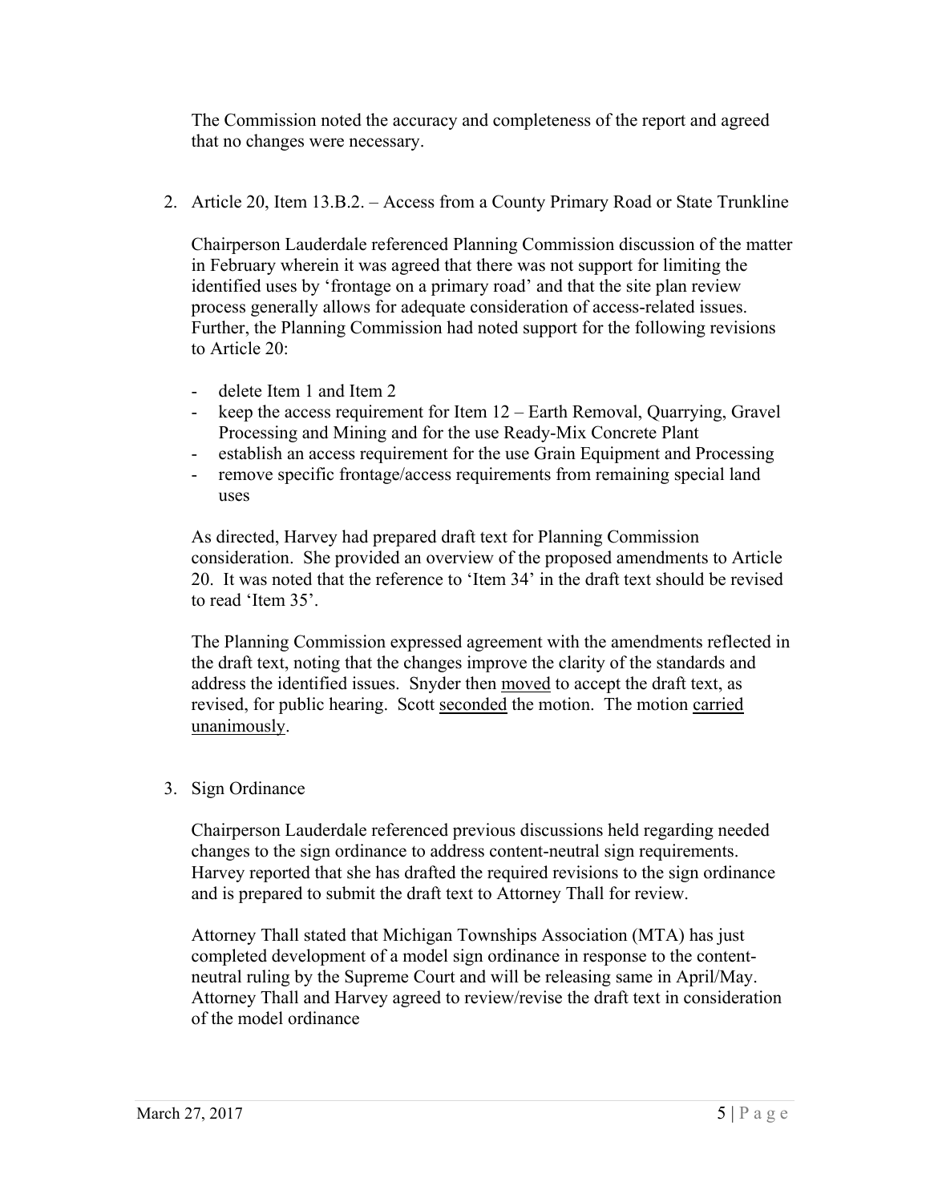The Commission noted the accuracy and completeness of the report and agreed that no changes were necessary.

2. Article 20, Item 13.B.2. – Access from a County Primary Road or State Trunkline

   Chairperson Lauderdale referenced Planning Commission discussion of the matter in February wherein it was agreed that there was not support for limiting the identified uses by 'frontage on a primary road' and that the site plan review process generally allows for adequate consideration of access-related issues. Further, the Planning Commission had noted support for the following revisions to Article 20:

   - delete Item 1 and Item 2
   - keep the access requirement for Item 12 – Earth Removal, Quarrying, Gravel Processing and Mining and for the use Ready-Mix Concrete Plant
   - establish an access requirement for the use Grain Equipment and Processing
   - remove specific frontage/access requirements from remaining special land uses

   As directed, Harvey had prepared draft text for Planning Commission consideration. She provided an overview of the proposed amendments to Article 20. It was noted that the reference to 'Item 34' in the draft text should be revised to read 'Item 35'.

   The Planning Commission expressed agreement with the amendments reflected in the draft text, noting that the changes improve the clarity of the standards and address the identified issues. Snyder then <u>moved</u> to accept the draft text, as revised, for public hearing. Scott <u>seconded</u> the motion. The motion <u>carried unanimously</u>.

3. Sign Ordinance

   Chairperson Lauderdale referenced previous discussions held regarding needed changes to the sign ordinance to address content-neutral sign requirements. Harvey reported that she has drafted the required revisions to the sign ordinance and is prepared to submit the draft text to Attorney Thall for review.

   Attorney Thall stated that Michigan Townships Association (MTA) has just completed development of a model sign ordinance in response to the content-neutral ruling by the Supreme Court and will be releasing same in April/May. Attorney Thall and Harvey agreed to review/revise the draft text in consideration of the model ordinance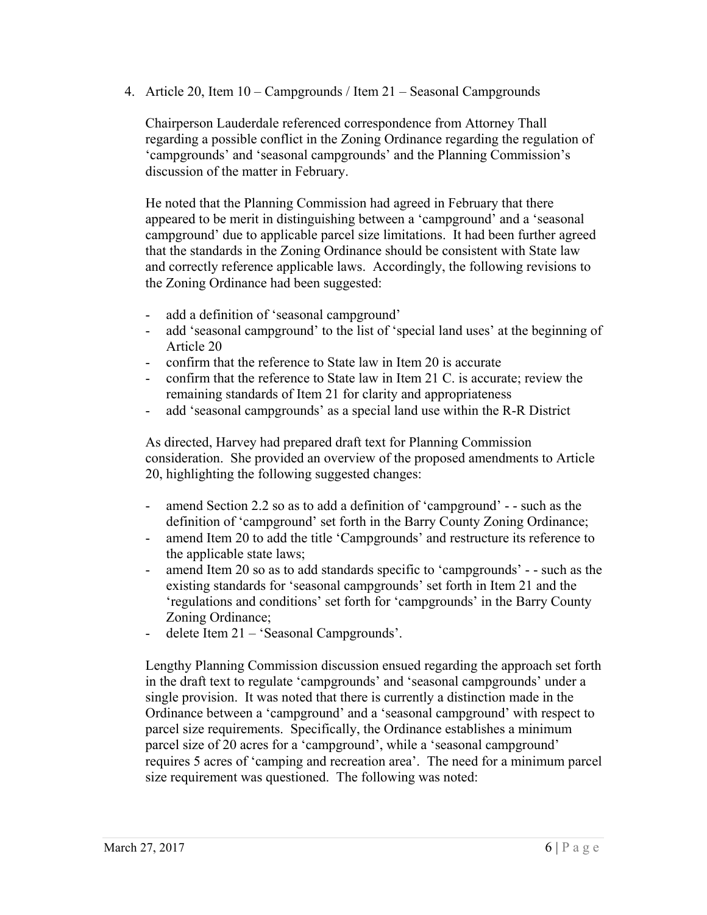4. Article 20, Item 10 – Campgrounds / Item 21 – Seasonal Campgrounds

   Chairperson Lauderdale referenced correspondence from Attorney Thall regarding a possible conflict in the Zoning Ordinance regarding the regulation of 'campgrounds' and 'seasonal campgrounds' and the Planning Commission's discussion of the matter in February.

   He noted that the Planning Commission had agreed in February that there appeared to be merit in distinguishing between a 'campground' and a 'seasonal campground' due to applicable parcel size limitations. It had been further agreed that the standards in the Zoning Ordinance should be consistent with State law and correctly reference applicable laws. Accordingly, the following revisions to the Zoning Ordinance had been suggested:

   - add a definition of 'seasonal campground'
   - add 'seasonal campground' to the list of 'special land uses' at the beginning of Article 20
   - confirm that the reference to State law in Item 20 is accurate
   - confirm that the reference to State law in Item 21 C. is accurate; review the remaining standards of Item 21 for clarity and appropriateness
   - add 'seasonal campgrounds' as a special land use within the R-R District

   As directed, Harvey had prepared draft text for Planning Commission consideration. She provided an overview of the proposed amendments to Article 20, highlighting the following suggested changes:

   - amend Section 2.2 so as to add a definition of 'campground' - - such as the definition of 'campground' set forth in the Barry County Zoning Ordinance;
   - amend Item 20 to add the title 'Campgrounds' and restructure its reference to the applicable state laws;
   - amend Item 20 so as to add standards specific to 'campgrounds' - - such as the existing standards for 'seasonal campgrounds' set forth in Item 21 and the 'regulations and conditions' set forth for 'campgrounds' in the Barry County Zoning Ordinance;
   - delete Item 21 – 'Seasonal Campgrounds'.

   Lengthy Planning Commission discussion ensued regarding the approach set forth in the draft text to regulate 'campgrounds' and 'seasonal campgrounds' under a single provision. It was noted that there is currently a distinction made in the Ordinance between a 'campground' and a 'seasonal campground' with respect to parcel size requirements. Specifically, the Ordinance establishes a minimum parcel size of 20 acres for a 'campground', while a 'seasonal campground' requires 5 acres of 'camping and recreation area'. The need for a minimum parcel size requirement was questioned. The following was noted: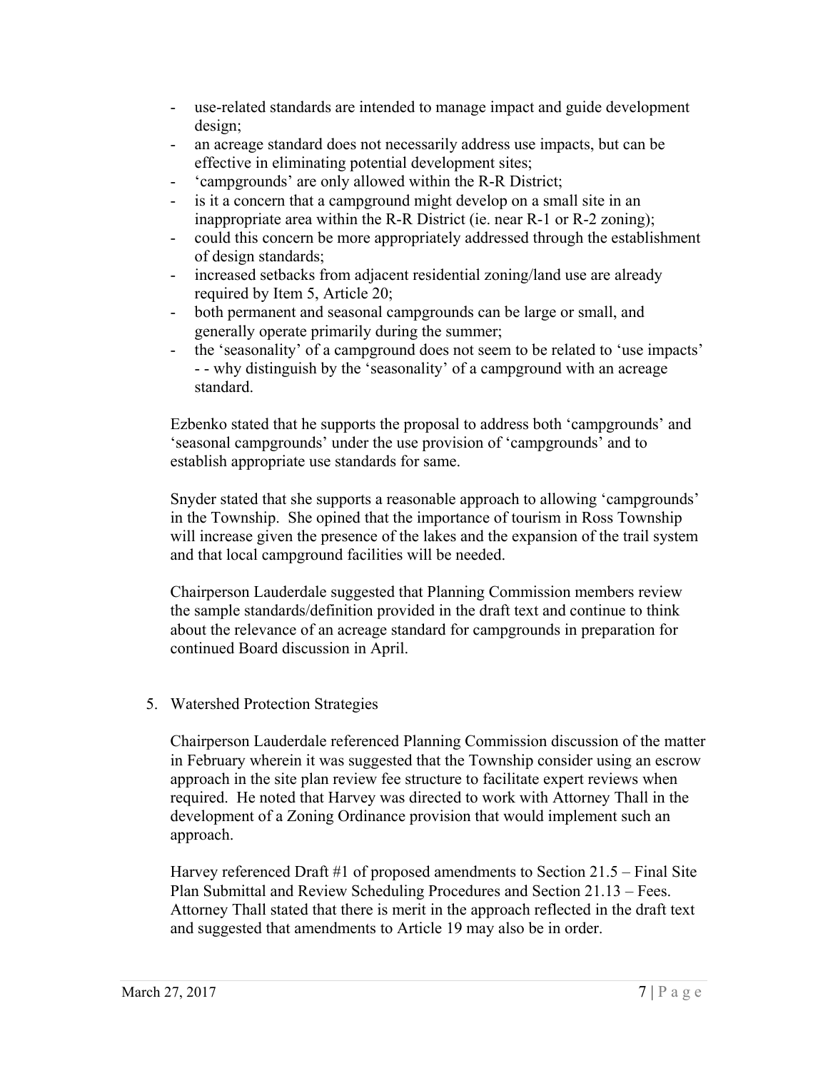- use-related standards are intended to manage impact and guide development design;
- an acreage standard does not necessarily address use impacts, but can be effective in eliminating potential development sites;
- 'campgrounds' are only allowed within the R-R District;
- is it a concern that a campground might develop on a small site in an inappropriate area within the R-R District (ie. near R-1 or R-2 zoning);
- could this concern be more appropriately addressed through the establishment of design standards;
- increased setbacks from adjacent residential zoning/land use are already required by Item 5, Article 20;
- both permanent and seasonal campgrounds can be large or small, and generally operate primarily during the summer;
- the 'seasonality' of a campground does not seem to be related to 'use impacts' - - why distinguish by the 'seasonality' of a campground with an acreage standard.

Ezbenko stated that he supports the proposal to address both 'campgrounds' and 'seasonal campgrounds' under the use provision of 'campgrounds' and to establish appropriate use standards for same.

Snyder stated that she supports a reasonable approach to allowing 'campgrounds' in the Township. She opined that the importance of tourism in Ross Township will increase given the presence of the lakes and the expansion of the trail system and that local campground facilities will be needed.

Chairperson Lauderdale suggested that Planning Commission members review the sample standards/definition provided in the draft text and continue to think about the relevance of an acreage standard for campgrounds in preparation for continued Board discussion in April.

5. Watershed Protection Strategies

Chairperson Lauderdale referenced Planning Commission discussion of the matter in February wherein it was suggested that the Township consider using an escrow approach in the site plan review fee structure to facilitate expert reviews when required. He noted that Harvey was directed to work with Attorney Thall in the development of a Zoning Ordinance provision that would implement such an approach.

Harvey referenced Draft #1 of proposed amendments to Section 21.5 – Final Site Plan Submittal and Review Scheduling Procedures and Section 21.13 – Fees. Attorney Thall stated that there is merit in the approach reflected in the draft text and suggested that amendments to Article 19 may also be in order.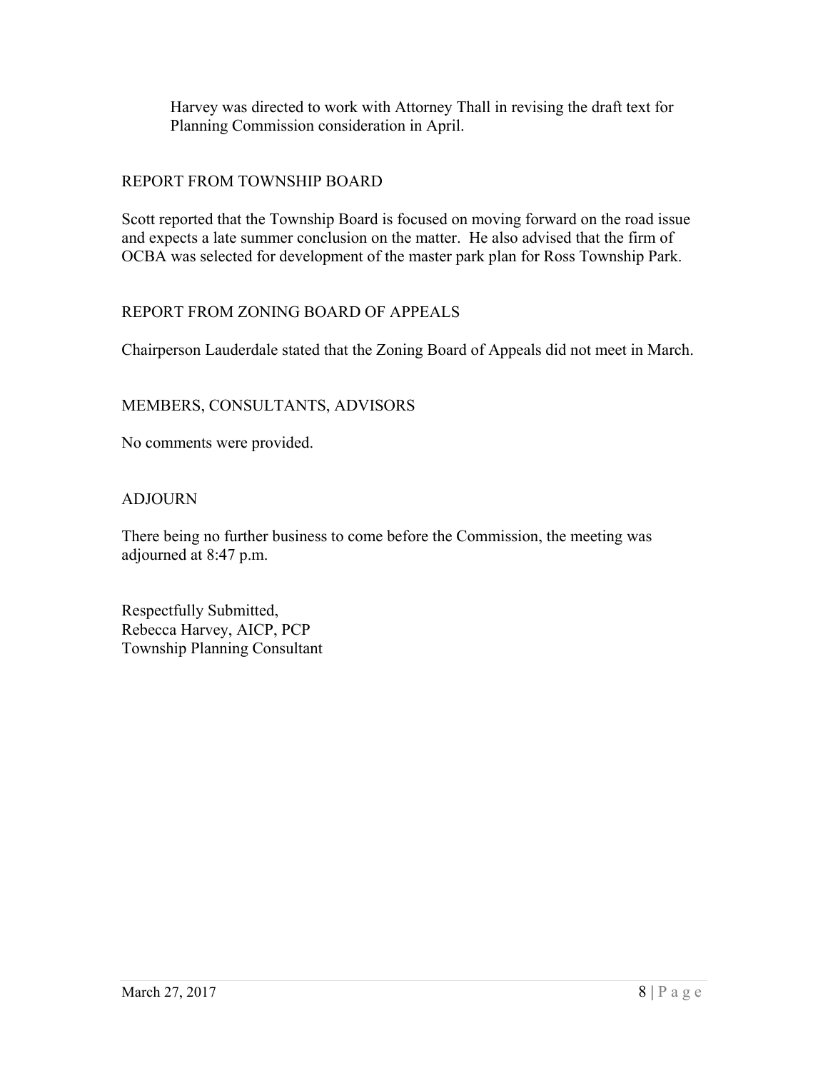Harvey was directed to work with Attorney Thall in revising the draft text for Planning Commission consideration in April.

REPORT FROM TOWNSHIP BOARD

Scott reported that the Township Board is focused on moving forward on the road issue and expects a late summer conclusion on the matter. He also advised that the firm of OCBA was selected for development of the master park plan for Ross Township Park.

REPORT FROM ZONING BOARD OF APPEALS

Chairperson Lauderdale stated that the Zoning Board of Appeals did not meet in March.

MEMBERS, CONSULTANTS, ADVISORS

No comments were provided.

ADJOURN

There being no further business to come before the Commission, the meeting was adjourned at 8:47 p.m.

Respectfully Submitted,
Rebecca Harvey, AICP, PCP
Township Planning Consultant